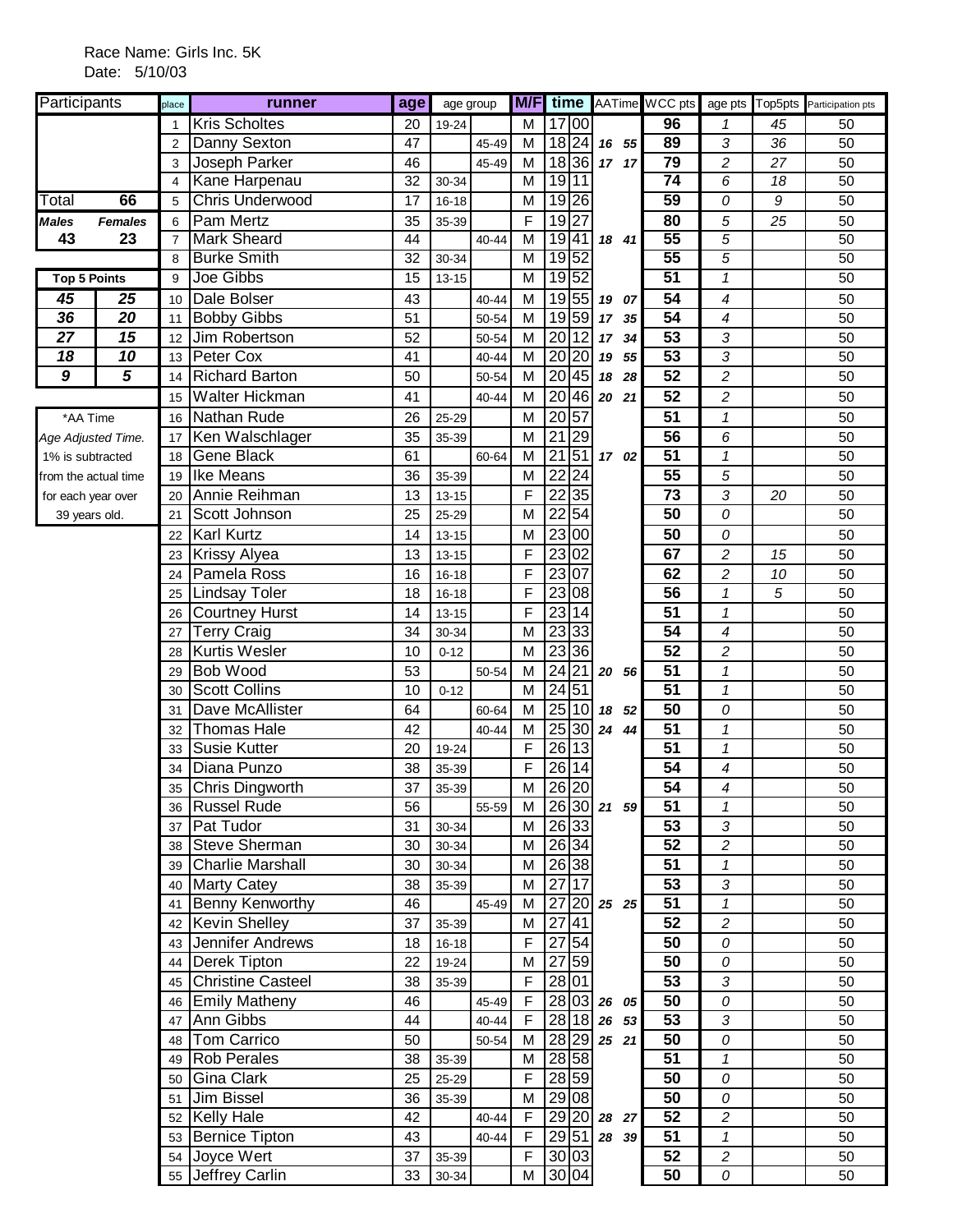Race Name: Girls Inc. 5K
Date: 5/10/03

| Participants | |
|---|---|
| Total | 66 |
| *Males* | *Females* |
| 43 | 23 |

| Top 5 Points | |
|---|---|
| *45* | *25* |
| *36* | *20* |
| *27* | *15* |
| *18* | *10* |
| *9* | *5* |

*AA Time
*Age Adjusted Time.*
1% is subtracted from the actual time for each year over 39 years old.

| place | runner | age | age group | | M/F | time | | AATime | | WCC pts | age pts | Top5pts | Participation pts |
|---|---|---|---|---|---|---|---|---|---|---|---|---|---|
| 1 | Kris Scholtes | 20 | 19-24 | | M | 17 | 00 | | | 96 | 1 | 45 | 50 |
| 2 | Danny Sexton | 47 | | 45-49 | M | 18 | 24 | 16 | 55 | 89 | 3 | 36 | 50 |
| 3 | Joseph Parker | 46 | | 45-49 | M | 18 | 36 | 17 | 17 | 79 | 2 | 27 | 50 |
| 4 | Kane Harpenau | 32 | 30-34 | | M | 19 | 11 | | | 74 | 6 | 18 | 50 |
| 5 | Chris Underwood | 17 | 16-18 | | M | 19 | 26 | | | 59 | 0 | 9 | 50 |
| 6 | Pam Mertz | 35 | 35-39 | | F | 19 | 27 | | | 80 | 5 | 25 | 50 |
| 7 | Mark Sheard | 44 | | 40-44 | M | 19 | 41 | 18 | 41 | 55 | 5 | | 50 |
| 8 | Burke Smith | 32 | 30-34 | | M | 19 | 52 | | | 55 | 5 | | 50 |
| 9 | Joe Gibbs | 15 | 13-15 | | M | 19 | 52 | | | 51 | 1 | | 50 |
| 10 | Dale Bolser | 43 | | 40-44 | M | 19 | 55 | 19 | 07 | 54 | 4 | | 50 |
| 11 | Bobby Gibbs | 51 | | 50-54 | M | 19 | 59 | 17 | 35 | 54 | 4 | | 50 |
| 12 | Jim Robertson | 52 | | 50-54 | M | 20 | 12 | 17 | 34 | 53 | 3 | | 50 |
| 13 | Peter Cox | 41 | | 40-44 | M | 20 | 20 | 19 | 55 | 53 | 3 | | 50 |
| 14 | Richard Barton | 50 | | 50-54 | M | 20 | 45 | 18 | 28 | 52 | 2 | | 50 |
| 15 | Walter Hickman | 41 | | 40-44 | M | 20 | 46 | 20 | 21 | 52 | 2 | | 50 |
| 16 | Nathan Rude | 26 | 25-29 | | M | 20 | 57 | | | 51 | 1 | | 50 |
| 17 | Ken Walschlager | 35 | 35-39 | | M | 21 | 29 | | | 56 | 6 | | 50 |
| 18 | Gene Black | 61 | | 60-64 | M | 21 | 51 | 17 | 02 | 51 | 1 | | 50 |
| 19 | Ike Means | 36 | 35-39 | | M | 22 | 24 | | | 55 | 5 | | 50 |
| 20 | Annie Reihman | 13 | 13-15 | | F | 22 | 35 | | | 73 | 3 | 20 | 50 |
| 21 | Scott Johnson | 25 | 25-29 | | M | 22 | 54 | | | 50 | 0 | | 50 |
| 22 | Karl Kurtz | 14 | 13-15 | | M | 23 | 00 | | | 50 | 0 | | 50 |
| 23 | Krissy Alyea | 13 | 13-15 | | F | 23 | 02 | | | 67 | 2 | 15 | 50 |
| 24 | Pamela Ross | 16 | 16-18 | | F | 23 | 07 | | | 62 | 2 | 10 | 50 |
| 25 | Lindsay Toler | 18 | 16-18 | | F | 23 | 08 | | | 56 | 1 | 5 | 50 |
| 26 | Courtney Hurst | 14 | 13-15 | | F | 23 | 14 | | | 51 | 1 | | 50 |
| 27 | Terry Craig | 34 | 30-34 | | M | 23 | 33 | | | 54 | 4 | | 50 |
| 28 | Kurtis Wesler | 10 | 0-12 | | M | 23 | 36 | | | 52 | 2 | | 50 |
| 29 | Bob Wood | 53 | | 50-54 | M | 24 | 21 | 20 | 56 | 51 | 1 | | 50 |
| 30 | Scott Collins | 10 | 0-12 | | M | 24 | 51 | | | 51 | 1 | | 50 |
| 31 | Dave McAllister | 64 | | 60-64 | M | 25 | 10 | 18 | 52 | 50 | 0 | | 50 |
| 32 | Thomas Hale | 42 | | 40-44 | M | 25 | 30 | 24 | 44 | 51 | 1 | | 50 |
| 33 | Susie Kutter | 20 | 19-24 | | F | 26 | 13 | | | 51 | 1 | | 50 |
| 34 | Diana Punzo | 38 | 35-39 | | F | 26 | 14 | | | 54 | 4 | | 50 |
| 35 | Chris Dingworth | 37 | 35-39 | | M | 26 | 20 | | | 54 | 4 | | 50 |
| 36 | Russel Rude | 56 | | 55-59 | M | 26 | 30 | 21 | 59 | 51 | 1 | | 50 |
| 37 | Pat Tudor | 31 | 30-34 | | M | 26 | 33 | | | 53 | 3 | | 50 |
| 38 | Steve Sherman | 30 | 30-34 | | M | 26 | 34 | | | 52 | 2 | | 50 |
| 39 | Charlie Marshall | 30 | 30-34 | | M | 26 | 38 | | | 51 | 1 | | 50 |
| 40 | Marty Catey | 38 | 35-39 | | M | 27 | 17 | | | 53 | 3 | | 50 |
| 41 | Benny Kenworthy | 46 | | 45-49 | M | 27 | 20 | 25 | 25 | 51 | 1 | | 50 |
| 42 | Kevin Shelley | 37 | 35-39 | | M | 27 | 41 | | | 52 | 2 | | 50 |
| 43 | Jennifer Andrews | 18 | 16-18 | | F | 27 | 54 | | | 50 | 0 | | 50 |
| 44 | Derek Tipton | 22 | 19-24 | | M | 27 | 59 | | | 50 | 0 | | 50 |
| 45 | Christine Casteel | 38 | 35-39 | | F | 28 | 01 | | | 53 | 3 | | 50 |
| 46 | Emily Matheny | 46 | | 45-49 | F | 28 | 03 | 26 | 05 | 50 | 0 | | 50 |
| 47 | Ann Gibbs | 44 | | 40-44 | F | 28 | 18 | 26 | 53 | 53 | 3 | | 50 |
| 48 | Tom Carrico | 50 | | 50-54 | M | 28 | 29 | 25 | 21 | 50 | 0 | | 50 |
| 49 | Rob Perales | 38 | 35-39 | | M | 28 | 58 | | | 51 | 1 | | 50 |
| 50 | Gina Clark | 25 | 25-29 | | F | 28 | 59 | | | 50 | 0 | | 50 |
| 51 | Jim Bissel | 36 | 35-39 | | M | 29 | 08 | | | 50 | 0 | | 50 |
| 52 | Kelly Hale | 42 | | 40-44 | F | 29 | 20 | 28 | 27 | 52 | 2 | | 50 |
| 53 | Bernice Tipton | 43 | | 40-44 | F | 29 | 51 | 28 | 39 | 51 | 1 | | 50 |
| 54 | Joyce Wert | 37 | 35-39 | | F | 30 | 03 | | | 52 | 2 | | 50 |
| 55 | Jeffrey Carlin | 33 | 30-34 | | M | 30 | 04 | | | 50 | 0 | | 50 |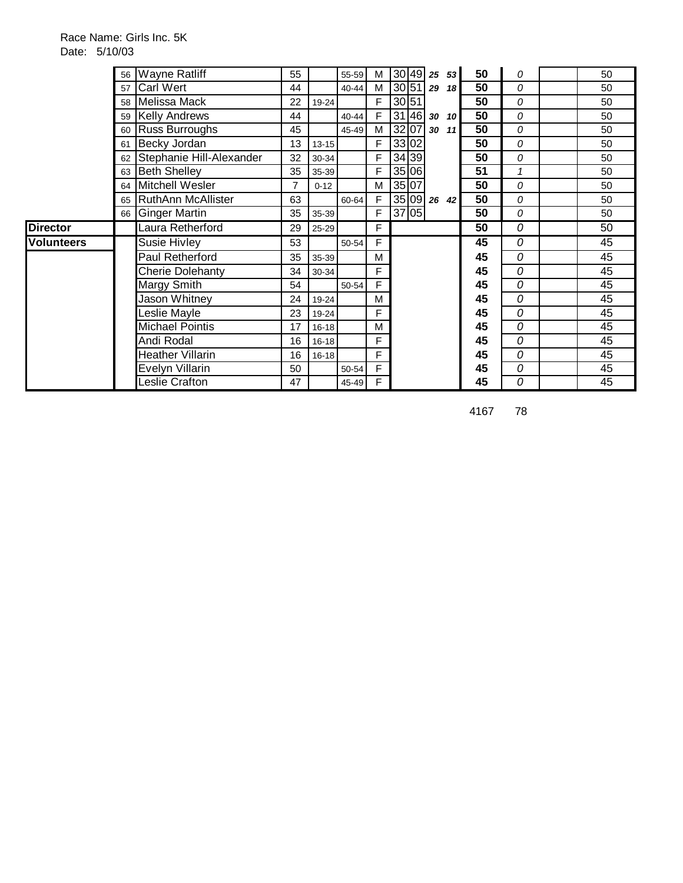Race Name: Girls Inc. 5K
Date: 5/10/03

| | | | | | | | | | | | | | | |
|---|---|---|---|---|---|---|---|---|---|---|---|---|---|---|
| | 56 | Wayne Ratliff | 55 | | 55-59 | M | 30 | 49 | 25 | 53 | 50 | 0 | | 50 |
| | 57 | Carl Wert | 44 | | 40-44 | M | 30 | 51 | 29 | 18 | 50 | 0 | | 50 |
| | 58 | Melissa Mack | 22 | 19-24 | | F | 30 | 51 | | | 50 | 0 | | 50 |
| | 59 | Kelly Andrews | 44 | | 40-44 | F | 31 | 46 | 30 | 10 | 50 | 0 | | 50 |
| | 60 | Russ Burroughs | 45 | | 45-49 | M | 32 | 07 | 30 | 11 | 50 | 0 | | 50 |
| | 61 | Becky Jordan | 13 | 13-15 | | F | 33 | 02 | | | 50 | 0 | | 50 |
| | 62 | Stephanie Hill-Alexander | 32 | 30-34 | | F | 34 | 39 | | | 50 | 0 | | 50 |
| | 63 | Beth Shelley | 35 | 35-39 | | F | 35 | 06 | | | 51 | 1 | | 50 |
| | 64 | Mitchell Wesler | 7 | 0-12 | | M | 35 | 07 | | | 50 | 0 | | 50 |
| | 65 | RuthAnn McAllister | 63 | | 60-64 | F | 35 | 09 | 26 | 42 | 50 | 0 | | 50 |
| | 66 | Ginger Martin | 35 | 35-39 | | F | 37 | 05 | | | 50 | 0 | | 50 |
| **Director** | | Laura Retherford | 29 | 25-29 | | F | | | | | 50 | 0 | | 50 |
| **Volunteers** | | Susie Hivley | 53 | | 50-54 | F | | | | | 45 | 0 | | 45 |
| | | Paul Retherford | 35 | 35-39 | | M | | | | | 45 | 0 | | 45 |
| | | Cherie Dolehanty | 34 | 30-34 | | F | | | | | 45 | 0 | | 45 |
| | | Margy Smith | 54 | | 50-54 | F | | | | | 45 | 0 | | 45 |
| | | Jason Whitney | 24 | 19-24 | | M | | | | | 45 | 0 | | 45 |
| | | Leslie Mayle | 23 | 19-24 | | F | | | | | 45 | 0 | | 45 |
| | | Michael Pointis | 17 | 16-18 | | M | | | | | 45 | 0 | | 45 |
| | | Andi Rodal | 16 | 16-18 | | F | | | | | 45 | 0 | | 45 |
| | | Heather Villarin | 16 | 16-18 | | F | | | | | 45 | 0 | | 45 |
| | | Evelyn Villarin | 50 | | 50-54 | F | | | | | 45 | 0 | | 45 |
| | | Leslie Crafton | 47 | | 45-49 | F | | | | | 45 | 0 | | 45 |
| | | | | | | | | | | | 4167 | 78 | | |